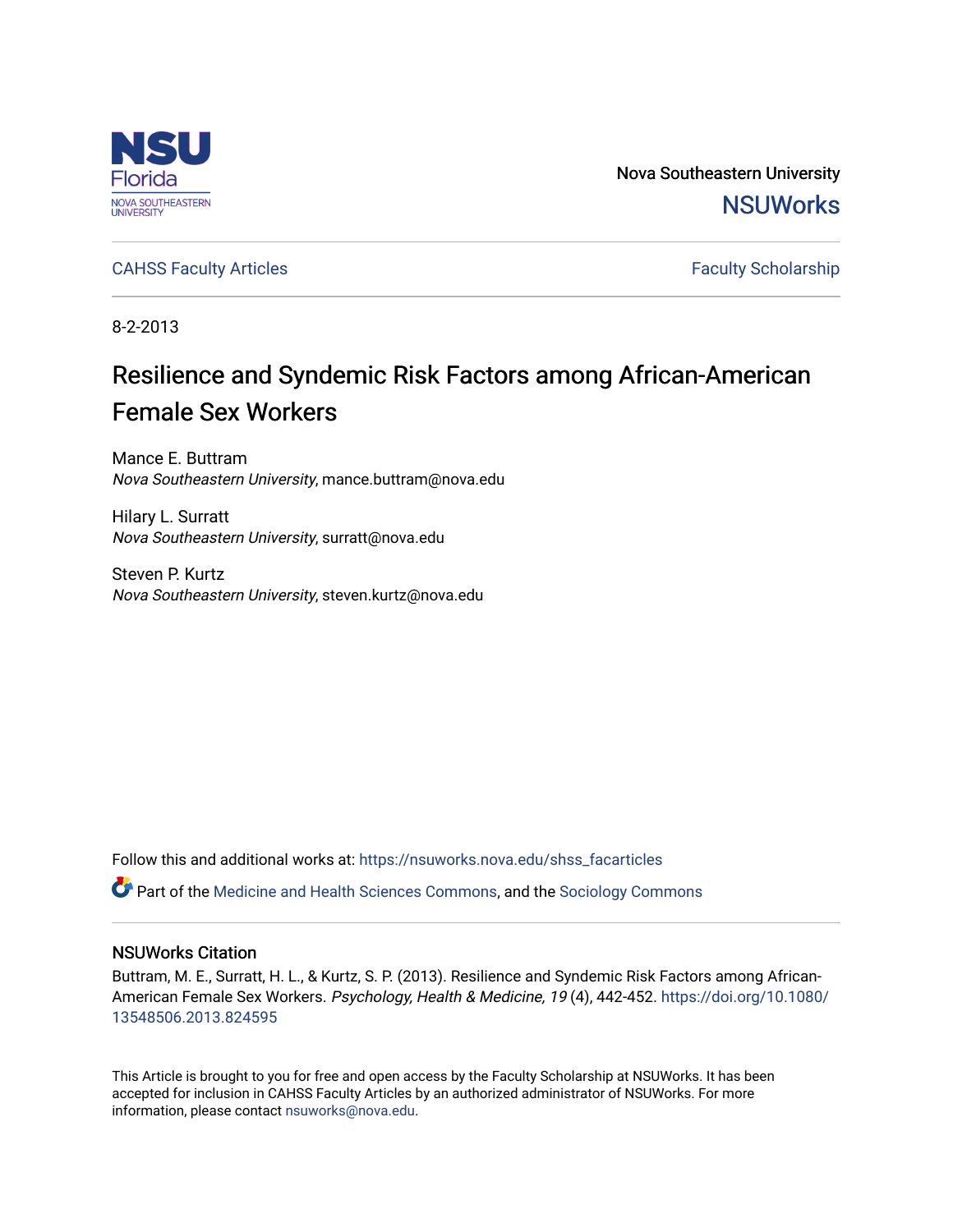Nova Southeastern University

NSUWorks

CAHSS Faculty Articles

Faculty Scholarship

8-2-2013

# Resilience and Syndemic Risk Factors among African-American Female Sex Workers

Mance E. Buttram
*Nova Southeastern University*, mance.buttram@nova.edu

Hilary L. Surratt
*Nova Southeastern University*, surratt@nova.edu

Steven P. Kurtz
*Nova Southeastern University*, steven.kurtz@nova.edu

Follow this and additional works at: https://nsuworks.nova.edu/shss_facarticles

Part of the Medicine and Health Sciences Commons, and the Sociology Commons

## NSUWorks Citation

Buttram, M. E., Surratt, H. L., & Kurtz, S. P. (2013). Resilience and Syndemic Risk Factors among African-American Female Sex Workers. *Psychology, Health & Medicine, 19* (4), 442-452. https://doi.org/10.1080/13548506.2013.824595

This Article is brought to you for free and open access by the Faculty Scholarship at NSUWorks. It has been accepted for inclusion in CAHSS Faculty Articles by an authorized administrator of NSUWorks. For more information, please contact nsuworks@nova.edu.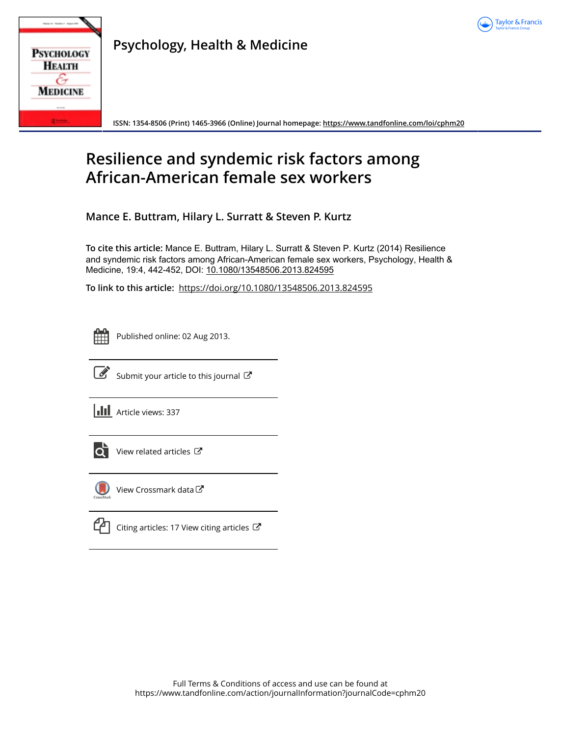Psychology, Health & Medicine

ISSN: 1354-8506 (Print) 1465-3966 (Online) Journal homepage: https://www.tandfonline.com/loi/cphm20

# Resilience and syndemic risk factors among African-American female sex workers

**Mance E. Buttram, Hilary L. Surratt & Steven P. Kurtz**

**To cite this article:** Mance E. Buttram, Hilary L. Surratt & Steven P. Kurtz (2014) Resilience and syndemic risk factors among African-American female sex workers, Psychology, Health & Medicine, 19:4, 442-452, DOI: 10.1080/13548506.2013.824595

**To link to this article:** https://doi.org/10.1080/13548506.2013.824595

Published online: 02 Aug 2013.

Submit your article to this journal

Article views: 337

View related articles

View Crossmark data

Citing articles: 17 View citing articles

Full Terms & Conditions of access and use can be found at
https://www.tandfonline.com/action/journalInformation?journalCode=cphm20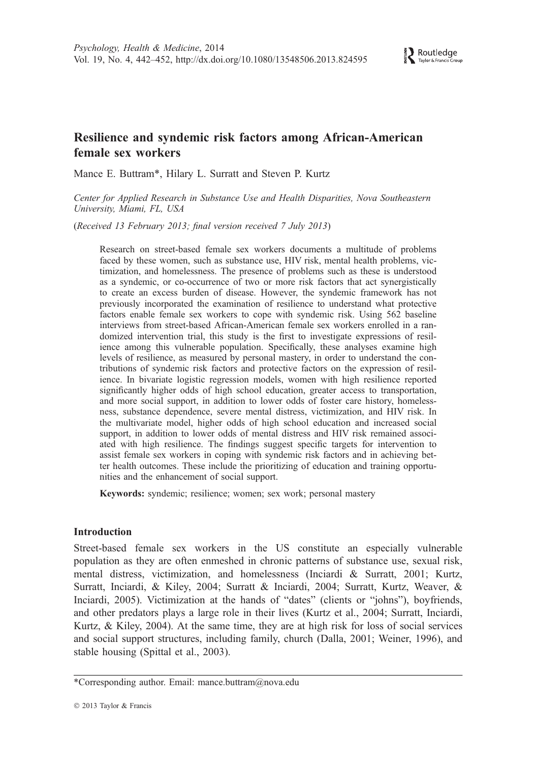# Resilience and syndemic risk factors among African-American female sex workers

Mance E. Buttram*, Hilary L. Surratt and Steven P. Kurtz

*Center for Applied Research in Substance Use and Health Disparities, Nova Southeastern University, Miami, FL, USA*

(*Received 13 February 2013; final version received 7 July 2013*)

Research on street-based female sex workers documents a multitude of problems faced by these women, such as substance use, HIV risk, mental health problems, victimization, and homelessness. The presence of problems such as these is understood as a syndemic, or co-occurrence of two or more risk factors that act synergistically to create an excess burden of disease. However, the syndemic framework has not previously incorporated the examination of resilience to understand what protective factors enable female sex workers to cope with syndemic risk. Using 562 baseline interviews from street-based African-American female sex workers enrolled in a randomized intervention trial, this study is the first to investigate expressions of resilience among this vulnerable population. Specifically, these analyses examine high levels of resilience, as measured by personal mastery, in order to understand the contributions of syndemic risk factors and protective factors on the expression of resilience. In bivariate logistic regression models, women with high resilience reported significantly higher odds of high school education, greater access to transportation, and more social support, in addition to lower odds of foster care history, homelessness, substance dependence, severe mental distress, victimization, and HIV risk. In the multivariate model, higher odds of high school education and increased social support, in addition to lower odds of mental distress and HIV risk remained associated with high resilience. The findings suggest specific targets for intervention to assist female sex workers in coping with syndemic risk factors and in achieving better health outcomes. These include the prioritizing of education and training opportunities and the enhancement of social support.

**Keywords:** syndemic; resilience; women; sex work; personal mastery

## Introduction

Street-based female sex workers in the US constitute an especially vulnerable population as they are often enmeshed in chronic patterns of substance use, sexual risk, mental distress, victimization, and homelessness (Inciardi & Surratt, 2001; Kurtz, Surratt, Inciardi, & Kiley, 2004; Surratt & Inciardi, 2004; Surratt, Kurtz, Weaver, & Inciardi, 2005). Victimization at the hands of "dates" (clients or "johns"), boyfriends, and other predators plays a large role in their lives (Kurtz et al., 2004; Surratt, Inciardi, Kurtz, & Kiley, 2004). At the same time, they are at high risk for loss of social services and social support structures, including family, church (Dalla, 2001; Weiner, 1996), and stable housing (Spittal et al., 2003).

*Corresponding author. Email: mance.buttram@nova.edu

© 2013 Taylor & Francis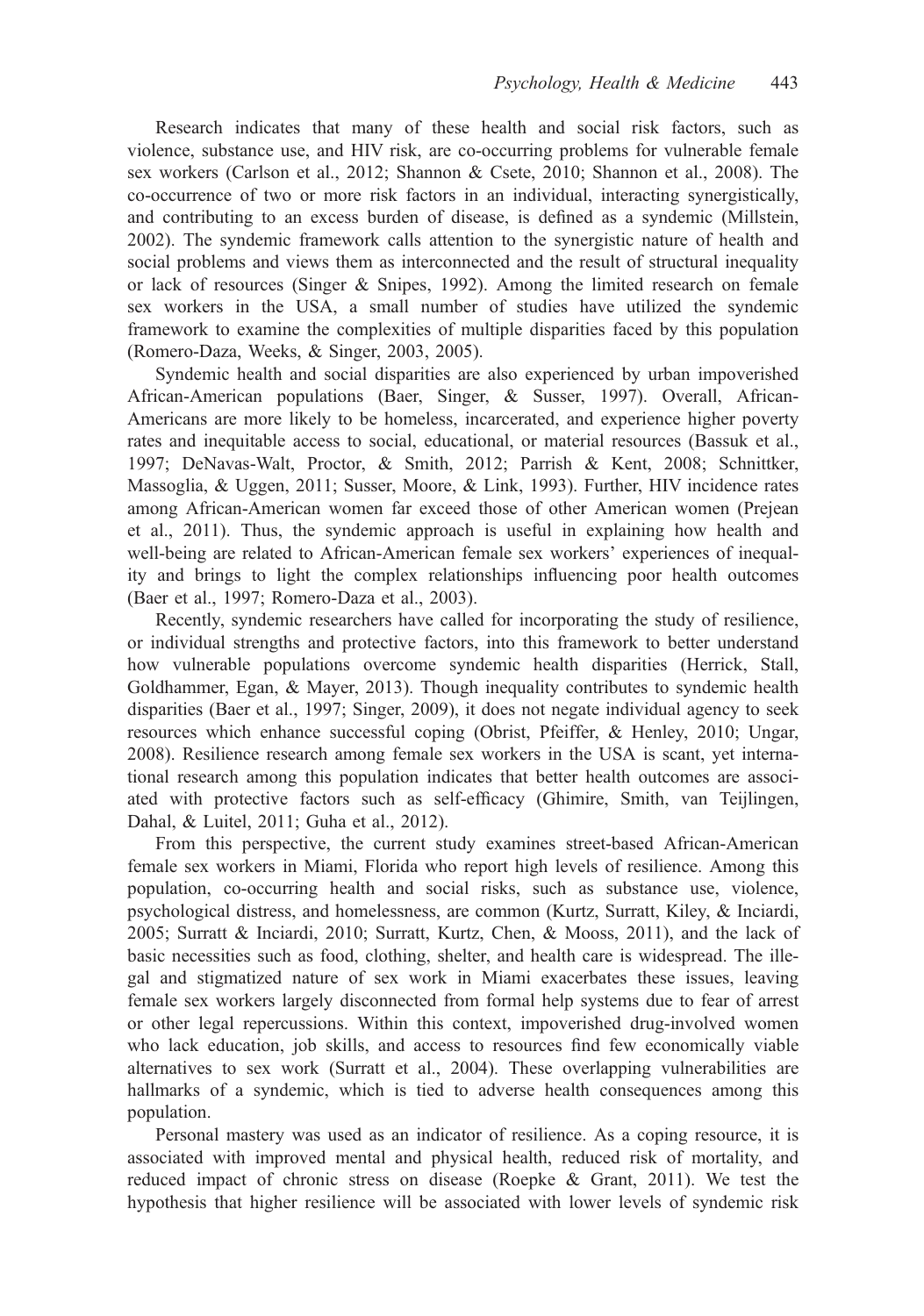Research indicates that many of these health and social risk factors, such as violence, substance use, and HIV risk, are co-occurring problems for vulnerable female sex workers (Carlson et al., 2012; Shannon & Csete, 2010; Shannon et al., 2008). The co-occurrence of two or more risk factors in an individual, interacting synergistically, and contributing to an excess burden of disease, is defined as a syndemic (Millstein, 2002). The syndemic framework calls attention to the synergistic nature of health and social problems and views them as interconnected and the result of structural inequality or lack of resources (Singer & Snipes, 1992). Among the limited research on female sex workers in the USA, a small number of studies have utilized the syndemic framework to examine the complexities of multiple disparities faced by this population (Romero-Daza, Weeks, & Singer, 2003, 2005).

Syndemic health and social disparities are also experienced by urban impoverished African-American populations (Baer, Singer, & Susser, 1997). Overall, African-Americans are more likely to be homeless, incarcerated, and experience higher poverty rates and inequitable access to social, educational, or material resources (Bassuk et al., 1997; DeNavas-Walt, Proctor, & Smith, 2012; Parrish & Kent, 2008; Schnittker, Massoglia, & Uggen, 2011; Susser, Moore, & Link, 1993). Further, HIV incidence rates among African-American women far exceed those of other American women (Prejean et al., 2011). Thus, the syndemic approach is useful in explaining how health and well-being are related to African-American female sex workers' experiences of inequality and brings to light the complex relationships influencing poor health outcomes (Baer et al., 1997; Romero-Daza et al., 2003).

Recently, syndemic researchers have called for incorporating the study of resilience, or individual strengths and protective factors, into this framework to better understand how vulnerable populations overcome syndemic health disparities (Herrick, Stall, Goldhammer, Egan, & Mayer, 2013). Though inequality contributes to syndemic health disparities (Baer et al., 1997; Singer, 2009), it does not negate individual agency to seek resources which enhance successful coping (Obrist, Pfeiffer, & Henley, 2010; Ungar, 2008). Resilience research among female sex workers in the USA is scant, yet international research among this population indicates that better health outcomes are associated with protective factors such as self-efficacy (Ghimire, Smith, van Teijlingen, Dahal, & Luitel, 2011; Guha et al., 2012).

From this perspective, the current study examines street-based African-American female sex workers in Miami, Florida who report high levels of resilience. Among this population, co-occurring health and social risks, such as substance use, violence, psychological distress, and homelessness, are common (Kurtz, Surratt, Kiley, & Inciardi, 2005; Surratt & Inciardi, 2010; Surratt, Kurtz, Chen, & Mooss, 2011), and the lack of basic necessities such as food, clothing, shelter, and health care is widespread. The illegal and stigmatized nature of sex work in Miami exacerbates these issues, leaving female sex workers largely disconnected from formal help systems due to fear of arrest or other legal repercussions. Within this context, impoverished drug-involved women who lack education, job skills, and access to resources find few economically viable alternatives to sex work (Surratt et al., 2004). These overlapping vulnerabilities are hallmarks of a syndemic, which is tied to adverse health consequences among this population.

Personal mastery was used as an indicator of resilience. As a coping resource, it is associated with improved mental and physical health, reduced risk of mortality, and reduced impact of chronic stress on disease (Roepke & Grant, 2011). We test the hypothesis that higher resilience will be associated with lower levels of syndemic risk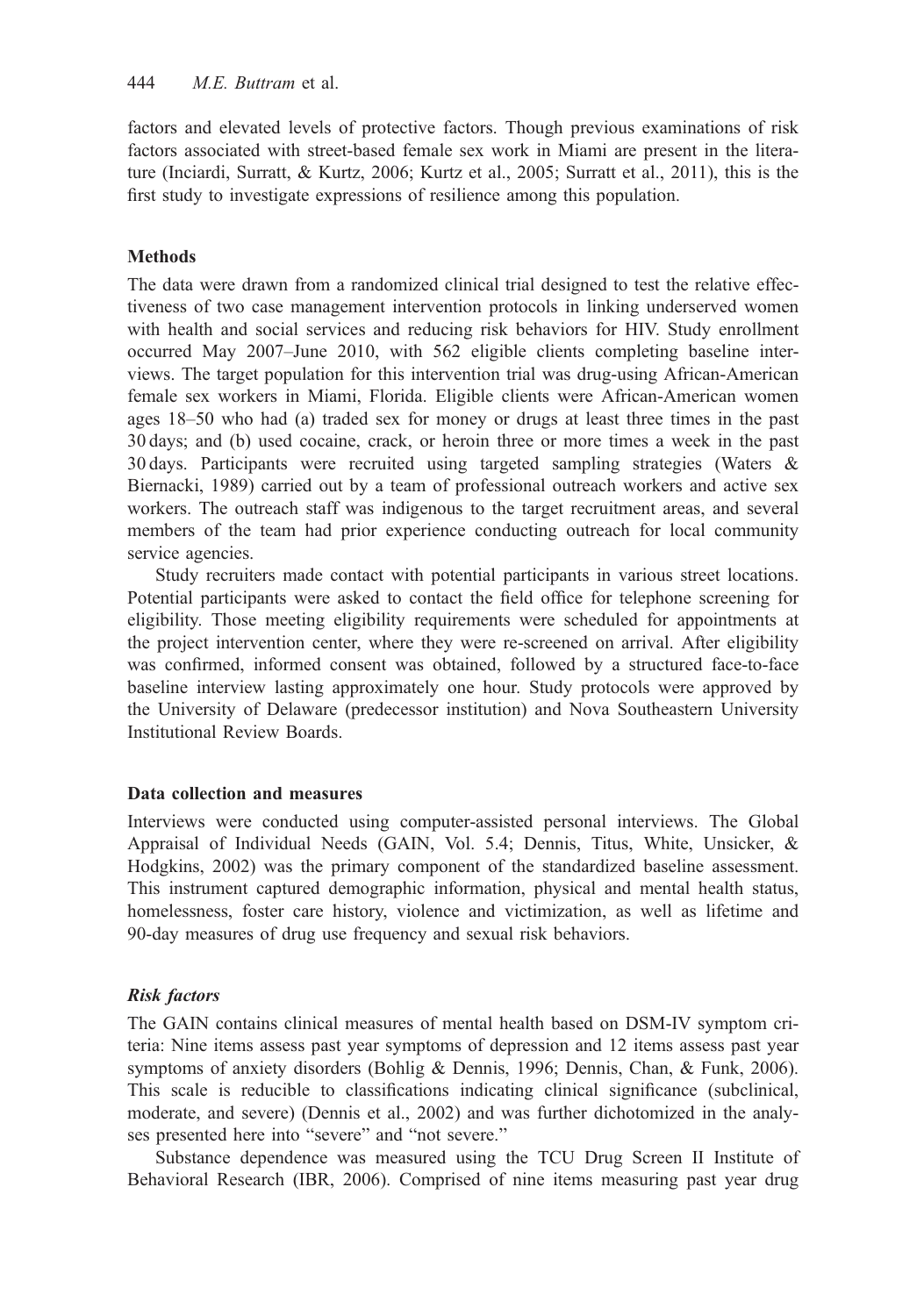factors and elevated levels of protective factors. Though previous examinations of risk factors associated with street-based female sex work in Miami are present in the literature (Inciardi, Surratt, & Kurtz, 2006; Kurtz et al., 2005; Surratt et al., 2011), this is the first study to investigate expressions of resilience among this population.

## Methods

The data were drawn from a randomized clinical trial designed to test the relative effectiveness of two case management intervention protocols in linking underserved women with health and social services and reducing risk behaviors for HIV. Study enrollment occurred May 2007–June 2010, with 562 eligible clients completing baseline interviews. The target population for this intervention trial was drug-using African-American female sex workers in Miami, Florida. Eligible clients were African-American women ages 18–50 who had (a) traded sex for money or drugs at least three times in the past 30 days; and (b) used cocaine, crack, or heroin three or more times a week in the past 30 days. Participants were recruited using targeted sampling strategies (Waters & Biernacki, 1989) carried out by a team of professional outreach workers and active sex workers. The outreach staff was indigenous to the target recruitment areas, and several members of the team had prior experience conducting outreach for local community service agencies.

Study recruiters made contact with potential participants in various street locations. Potential participants were asked to contact the field office for telephone screening for eligibility. Those meeting eligibility requirements were scheduled for appointments at the project intervention center, where they were re-screened on arrival. After eligibility was confirmed, informed consent was obtained, followed by a structured face-to-face baseline interview lasting approximately one hour. Study protocols were approved by the University of Delaware (predecessor institution) and Nova Southeastern University Institutional Review Boards.

### Data collection and measures

Interviews were conducted using computer-assisted personal interviews. The Global Appraisal of Individual Needs (GAIN, Vol. 5.4; Dennis, Titus, White, Unsicker, & Hodgkins, 2002) was the primary component of the standardized baseline assessment. This instrument captured demographic information, physical and mental health status, homelessness, foster care history, violence and victimization, as well as lifetime and 90-day measures of drug use frequency and sexual risk behaviors.

#### *Risk factors*

The GAIN contains clinical measures of mental health based on DSM-IV symptom criteria: Nine items assess past year symptoms of depression and 12 items assess past year symptoms of anxiety disorders (Bohlig & Dennis, 1996; Dennis, Chan, & Funk, 2006). This scale is reducible to classifications indicating clinical significance (subclinical, moderate, and severe) (Dennis et al., 2002) and was further dichotomized in the analyses presented here into "severe" and "not severe."

Substance dependence was measured using the TCU Drug Screen II Institute of Behavioral Research (IBR, 2006). Comprised of nine items measuring past year drug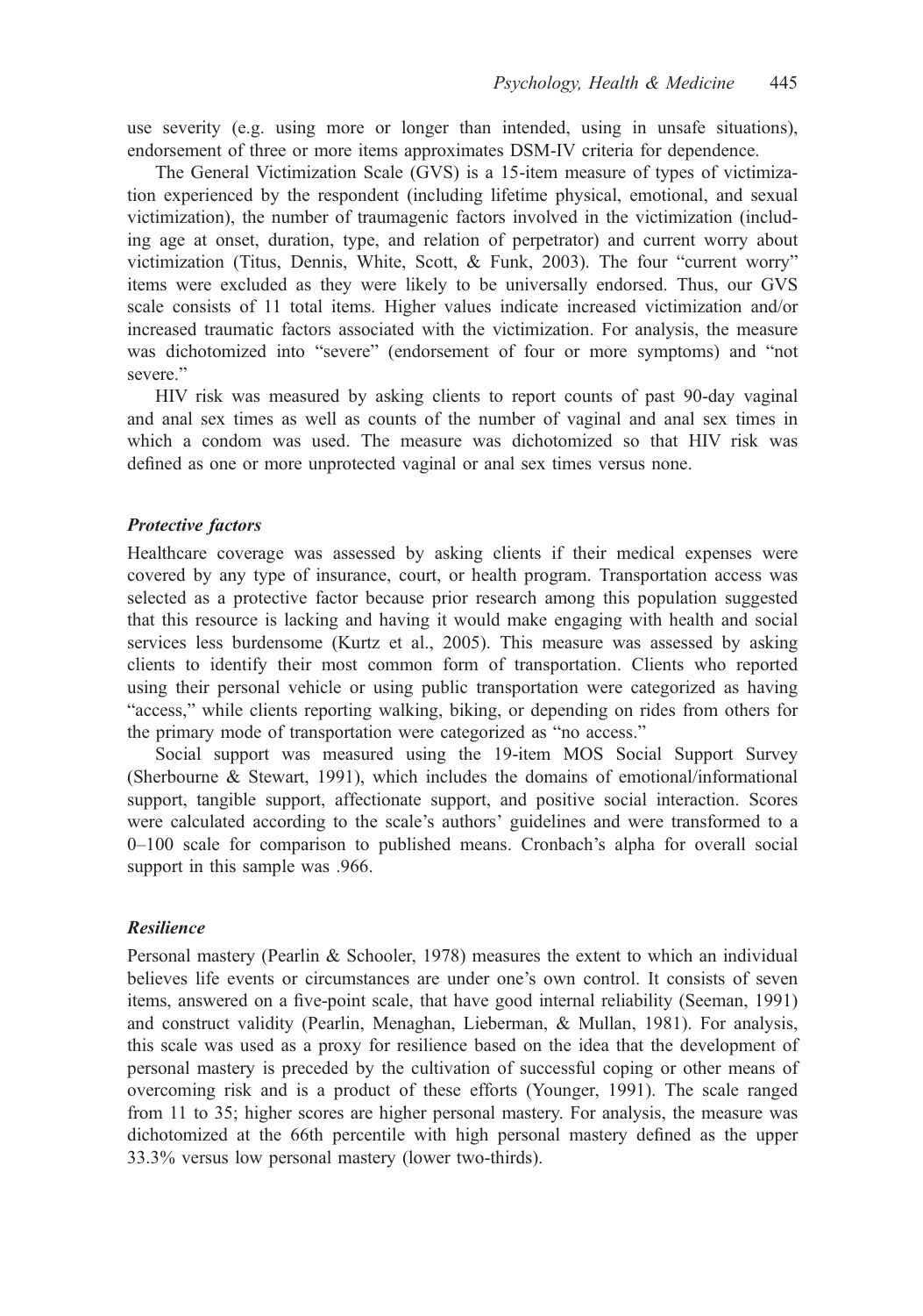use severity (e.g. using more or longer than intended, using in unsafe situations), endorsement of three or more items approximates DSM-IV criteria for dependence.

The General Victimization Scale (GVS) is a 15-item measure of types of victimization experienced by the respondent (including lifetime physical, emotional, and sexual victimization), the number of traumagenic factors involved in the victimization (including age at onset, duration, type, and relation of perpetrator) and current worry about victimization (Titus, Dennis, White, Scott, & Funk, 2003). The four "current worry" items were excluded as they were likely to be universally endorsed. Thus, our GVS scale consists of 11 total items. Higher values indicate increased victimization and/or increased traumatic factors associated with the victimization. For analysis, the measure was dichotomized into "severe" (endorsement of four or more symptoms) and "not severe."

HIV risk was measured by asking clients to report counts of past 90-day vaginal and anal sex times as well as counts of the number of vaginal and anal sex times in which a condom was used. The measure was dichotomized so that HIV risk was defined as one or more unprotected vaginal or anal sex times versus none.

### *Protective factors*

Healthcare coverage was assessed by asking clients if their medical expenses were covered by any type of insurance, court, or health program. Transportation access was selected as a protective factor because prior research among this population suggested that this resource is lacking and having it would make engaging with health and social services less burdensome (Kurtz et al., 2005). This measure was assessed by asking clients to identify their most common form of transportation. Clients who reported using their personal vehicle or using public transportation were categorized as having "access," while clients reporting walking, biking, or depending on rides from others for the primary mode of transportation were categorized as "no access."

Social support was measured using the 19-item MOS Social Support Survey (Sherbourne & Stewart, 1991), which includes the domains of emotional/informational support, tangible support, affectionate support, and positive social interaction. Scores were calculated according to the scale's authors' guidelines and were transformed to a 0–100 scale for comparison to published means. Cronbach's alpha for overall social support in this sample was .966.

### *Resilience*

Personal mastery (Pearlin & Schooler, 1978) measures the extent to which an individual believes life events or circumstances are under one's own control. It consists of seven items, answered on a five-point scale, that have good internal reliability (Seeman, 1991) and construct validity (Pearlin, Menaghan, Lieberman, & Mullan, 1981). For analysis, this scale was used as a proxy for resilience based on the idea that the development of personal mastery is preceded by the cultivation of successful coping or other means of overcoming risk and is a product of these efforts (Younger, 1991). The scale ranged from 11 to 35; higher scores are higher personal mastery. For analysis, the measure was dichotomized at the 66th percentile with high personal mastery defined as the upper 33.3% versus low personal mastery (lower two-thirds).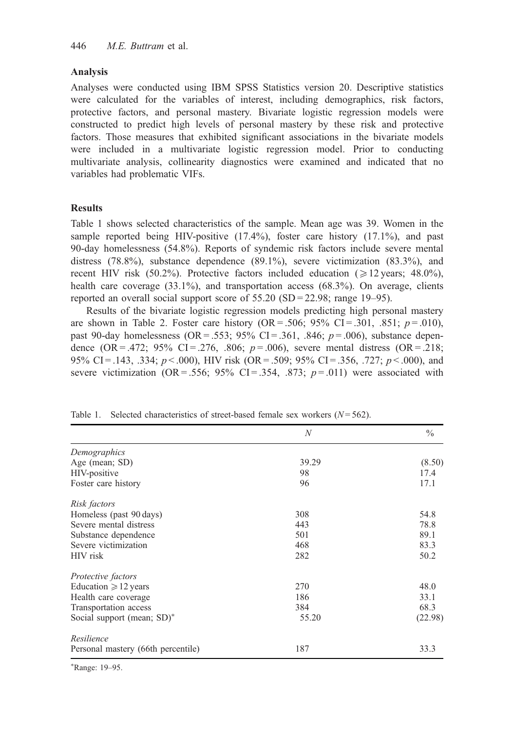## Analysis

Analyses were conducted using IBM SPSS Statistics version 20. Descriptive statistics were calculated for the variables of interest, including demographics, risk factors, protective factors, and personal mastery. Bivariate logistic regression models were constructed to predict high levels of personal mastery by these risk and protective factors. Those measures that exhibited significant associations in the bivariate models were included in a multivariate logistic regression model. Prior to conducting multivariate analysis, collinearity diagnostics were examined and indicated that no variables had problematic VIFs.

## Results

Table 1 shows selected characteristics of the sample. Mean age was 39. Women in the sample reported being HIV-positive (17.4%), foster care history (17.1%), and past 90-day homelessness (54.8%). Reports of syndemic risk factors include severe mental distress (78.8%), substance dependence (89.1%), severe victimization (83.3%), and recent HIV risk (50.2%). Protective factors included education (⩾12 years; 48.0%), health care coverage (33.1%), and transportation access (68.3%). On average, clients reported an overall social support score of 55.20 (SD = 22.98; range 19–95).

Results of the bivariate logistic regression models predicting high personal mastery are shown in Table 2. Foster care history (OR = .506; 95% CI = .301, .851; $p = .010$), past 90-day homelessness (OR = .553; 95% CI = .361, .846; $p = .006$), substance dependence (OR = .472; 95% CI = .276, .806; $p = .006$), severe mental distress (OR = .218; 95% CI = .143, .334; $p < .000$), HIV risk (OR = .509; 95% CI = .356, .727; $p < .000$), and severe victimization (OR = .556; 95% CI = .354, .873; $p = .011$) were associated with

Table 1. Selected characteristics of street-based female sex workers ($N = 562$).

| | $N$ | % |
|---|---|---|
| *Demographics* | | |
| Age (mean; SD) | 39.29 | (8.50) |
| HIV-positive | 98 | 17.4 |
| Foster care history | 96 | 17.1 |
| *Risk factors* | | |
| Homeless (past 90 days) | 308 | 54.8 |
| Severe mental distress | 443 | 78.8 |
| Substance dependence | 501 | 89.1 |
| Severe victimization | 468 | 83.3 |
| HIV risk | 282 | 50.2 |
| *Protective factors* | | |
| Education ⩾12 years | 270 | 48.0 |
| Health care coverage | 186 | 33.1 |
| Transportation access | 384 | 68.3 |
| Social support (mean; SD)* | 55.20 | (22.98) |
| *Resilience* | | |
| Personal mastery (66th percentile) | 187 | 33.3 |

*Range: 19–95.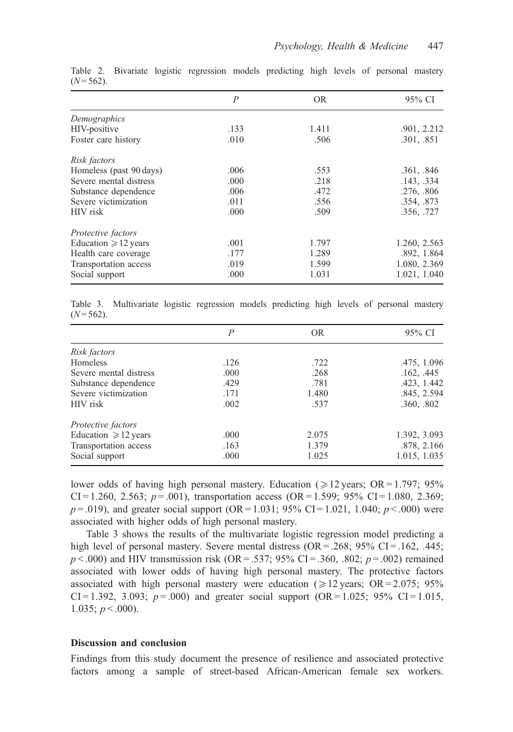Table 2. Bivariate logistic regression models predicting high levels of personal mastery ($N = 562$).

| | $P$ | OR | 95% CI |
|---|---|---|---|
| *Demographics* | | | |
| HIV-positive | .133 | 1.411 | .901, 2.212 |
| Foster care history | .010 | .506 | .301, .851 |
| *Risk factors* | | | |
| Homeless (past 90 days) | .006 | .553 | .361, .846 |
| Severe mental distress | .000 | .218 | .143, .334 |
| Substance dependence | .006 | .472 | .276, .806 |
| Severe victimization | .011 | .556 | .354, .873 |
| HIV risk | .000 | .509 | .356, .727 |
| *Protective factors* | | | |
| Education $\geqslant 12$ years | .001 | 1.797 | 1.260, 2.563 |
| Health care coverage | .177 | 1.289 | .892, 1.864 |
| Transportation access | .019 | 1.599 | 1.080, 2.369 |
| Social support | .000 | 1.031 | 1.021, 1.040 |

Table 3. Multivariate logistic regression models predicting high levels of personal mastery ($N = 562$).

| | $P$ | OR | 95% CI |
|---|---|---|---|
| *Risk factors* | | | |
| Homeless | .126 | .722 | .475, 1.096 |
| Severe mental distress | .000 | .268 | .162, .445 |
| Substance dependence | .429 | .781 | .423, 1.442 |
| Severe victimization | .171 | 1.480 | .845, 2.594 |
| HIV risk | .002 | .537 | .360, .802 |
| *Protective factors* | | | |
| Education $\geqslant 12$ years | .000 | 2.075 | 1.392, 3.093 |
| Transportation access | .163 | 1.379 | .878, 2.166 |
| Social support | .000 | 1.025 | 1.015, 1.035 |

lower odds of having high personal mastery. Education ($\geqslant 12$ years; OR = 1.797; 95% CI = 1.260, 2.563; $p = .001$), transportation access (OR = 1.599; 95% CI = 1.080, 2.369; $p = .019$), and greater social support (OR = 1.031; 95% CI = 1.021, 1.040; $p < .000$) were associated with higher odds of high personal mastery.

Table 3 shows the results of the multivariate logistic regression model predicting a high level of personal mastery. Severe mental distress (OR = .268; 95% CI = .162, .445; $p < .000$) and HIV transmission risk (OR = .537; 95% CI = .360, .802; $p = .002$) remained associated with lower odds of having high personal mastery. The protective factors associated with high personal mastery were education ($\geqslant 12$ years; OR = 2.075; 95% CI = 1.392, 3.093; $p = .000$) and greater social support (OR = 1.025; 95% CI = 1.015, 1.035; $p < .000$).

## Discussion and conclusion

Findings from this study document the presence of resilience and associated protective factors among a sample of street-based African-American female sex workers.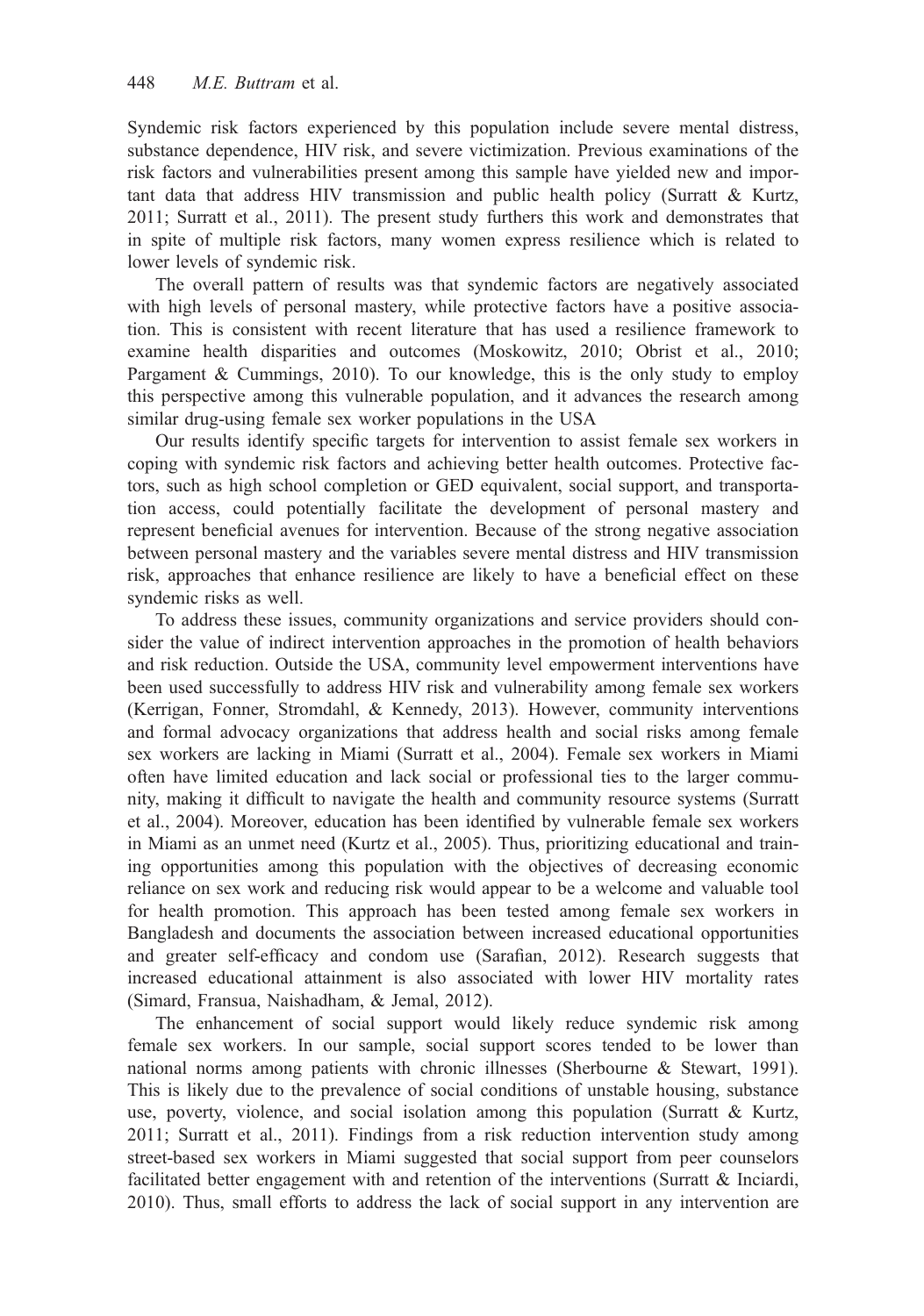Syndemic risk factors experienced by this population include severe mental distress, substance dependence, HIV risk, and severe victimization. Previous examinations of the risk factors and vulnerabilities present among this sample have yielded new and important data that address HIV transmission and public health policy (Surratt & Kurtz, 2011; Surratt et al., 2011). The present study furthers this work and demonstrates that in spite of multiple risk factors, many women express resilience which is related to lower levels of syndemic risk.

The overall pattern of results was that syndemic factors are negatively associated with high levels of personal mastery, while protective factors have a positive association. This is consistent with recent literature that has used a resilience framework to examine health disparities and outcomes (Moskowitz, 2010; Obrist et al., 2010; Pargament & Cummings, 2010). To our knowledge, this is the only study to employ this perspective among this vulnerable population, and it advances the research among similar drug-using female sex worker populations in the USA

Our results identify specific targets for intervention to assist female sex workers in coping with syndemic risk factors and achieving better health outcomes. Protective factors, such as high school completion or GED equivalent, social support, and transportation access, could potentially facilitate the development of personal mastery and represent beneficial avenues for intervention. Because of the strong negative association between personal mastery and the variables severe mental distress and HIV transmission risk, approaches that enhance resilience are likely to have a beneficial effect on these syndemic risks as well.

To address these issues, community organizations and service providers should consider the value of indirect intervention approaches in the promotion of health behaviors and risk reduction. Outside the USA, community level empowerment interventions have been used successfully to address HIV risk and vulnerability among female sex workers (Kerrigan, Fonner, Stromdahl, & Kennedy, 2013). However, community interventions and formal advocacy organizations that address health and social risks among female sex workers are lacking in Miami (Surratt et al., 2004). Female sex workers in Miami often have limited education and lack social or professional ties to the larger community, making it difficult to navigate the health and community resource systems (Surratt et al., 2004). Moreover, education has been identified by vulnerable female sex workers in Miami as an unmet need (Kurtz et al., 2005). Thus, prioritizing educational and training opportunities among this population with the objectives of decreasing economic reliance on sex work and reducing risk would appear to be a welcome and valuable tool for health promotion. This approach has been tested among female sex workers in Bangladesh and documents the association between increased educational opportunities and greater self-efficacy and condom use (Sarafian, 2012). Research suggests that increased educational attainment is also associated with lower HIV mortality rates (Simard, Fransua, Naishadham, & Jemal, 2012).

The enhancement of social support would likely reduce syndemic risk among female sex workers. In our sample, social support scores tended to be lower than national norms among patients with chronic illnesses (Sherbourne & Stewart, 1991). This is likely due to the prevalence of social conditions of unstable housing, substance use, poverty, violence, and social isolation among this population (Surratt & Kurtz, 2011; Surratt et al., 2011). Findings from a risk reduction intervention study among street-based sex workers in Miami suggested that social support from peer counselors facilitated better engagement with and retention of the interventions (Surratt & Inciardi, 2010). Thus, small efforts to address the lack of social support in any intervention are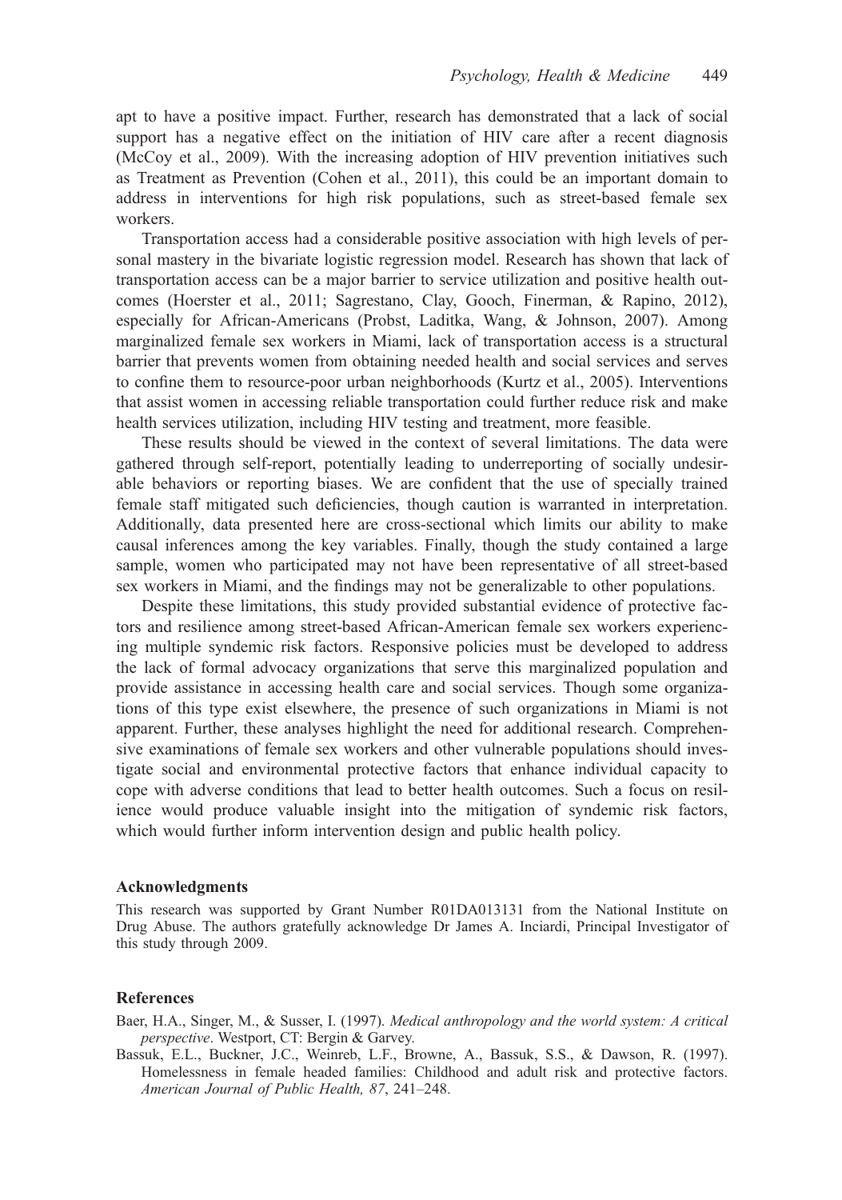apt to have a positive impact. Further, research has demonstrated that a lack of social support has a negative effect on the initiation of HIV care after a recent diagnosis (McCoy et al., 2009). With the increasing adoption of HIV prevention initiatives such as Treatment as Prevention (Cohen et al., 2011), this could be an important domain to address in interventions for high risk populations, such as street-based female sex workers.

Transportation access had a considerable positive association with high levels of personal mastery in the bivariate logistic regression model. Research has shown that lack of transportation access can be a major barrier to service utilization and positive health outcomes (Hoerster et al., 2011; Sagrestano, Clay, Gooch, Finerman, & Rapino, 2012), especially for African-Americans (Probst, Laditka, Wang, & Johnson, 2007). Among marginalized female sex workers in Miami, lack of transportation access is a structural barrier that prevents women from obtaining needed health and social services and serves to confine them to resource-poor urban neighborhoods (Kurtz et al., 2005). Interventions that assist women in accessing reliable transportation could further reduce risk and make health services utilization, including HIV testing and treatment, more feasible.

These results should be viewed in the context of several limitations. The data were gathered through self-report, potentially leading to underreporting of socially undesirable behaviors or reporting biases. We are confident that the use of specially trained female staff mitigated such deficiencies, though caution is warranted in interpretation. Additionally, data presented here are cross-sectional which limits our ability to make causal inferences among the key variables. Finally, though the study contained a large sample, women who participated may not have been representative of all street-based sex workers in Miami, and the findings may not be generalizable to other populations.

Despite these limitations, this study provided substantial evidence of protective factors and resilience among street-based African-American female sex workers experiencing multiple syndemic risk factors. Responsive policies must be developed to address the lack of formal advocacy organizations that serve this marginalized population and provide assistance in accessing health care and social services. Though some organizations of this type exist elsewhere, the presence of such organizations in Miami is not apparent. Further, these analyses highlight the need for additional research. Comprehensive examinations of female sex workers and other vulnerable populations should investigate social and environmental protective factors that enhance individual capacity to cope with adverse conditions that lead to better health outcomes. Such a focus on resilience would produce valuable insight into the mitigation of syndemic risk factors, which would further inform intervention design and public health policy.

## Acknowledgments

This research was supported by Grant Number R01DA013131 from the National Institute on Drug Abuse. The authors gratefully acknowledge Dr James A. Inciardi, Principal Investigator of this study through 2009.

## References

Baer, H.A., Singer, M., & Susser, I. (1997). *Medical anthropology and the world system: A critical perspective*. Westport, CT: Bergin & Garvey.

Bassuk, E.L., Buckner, J.C., Weinreb, L.F., Browne, A., Bassuk, S.S., & Dawson, R. (1997). Homelessness in female headed families: Childhood and adult risk and protective factors. *American Journal of Public Health, 87*, 241–248.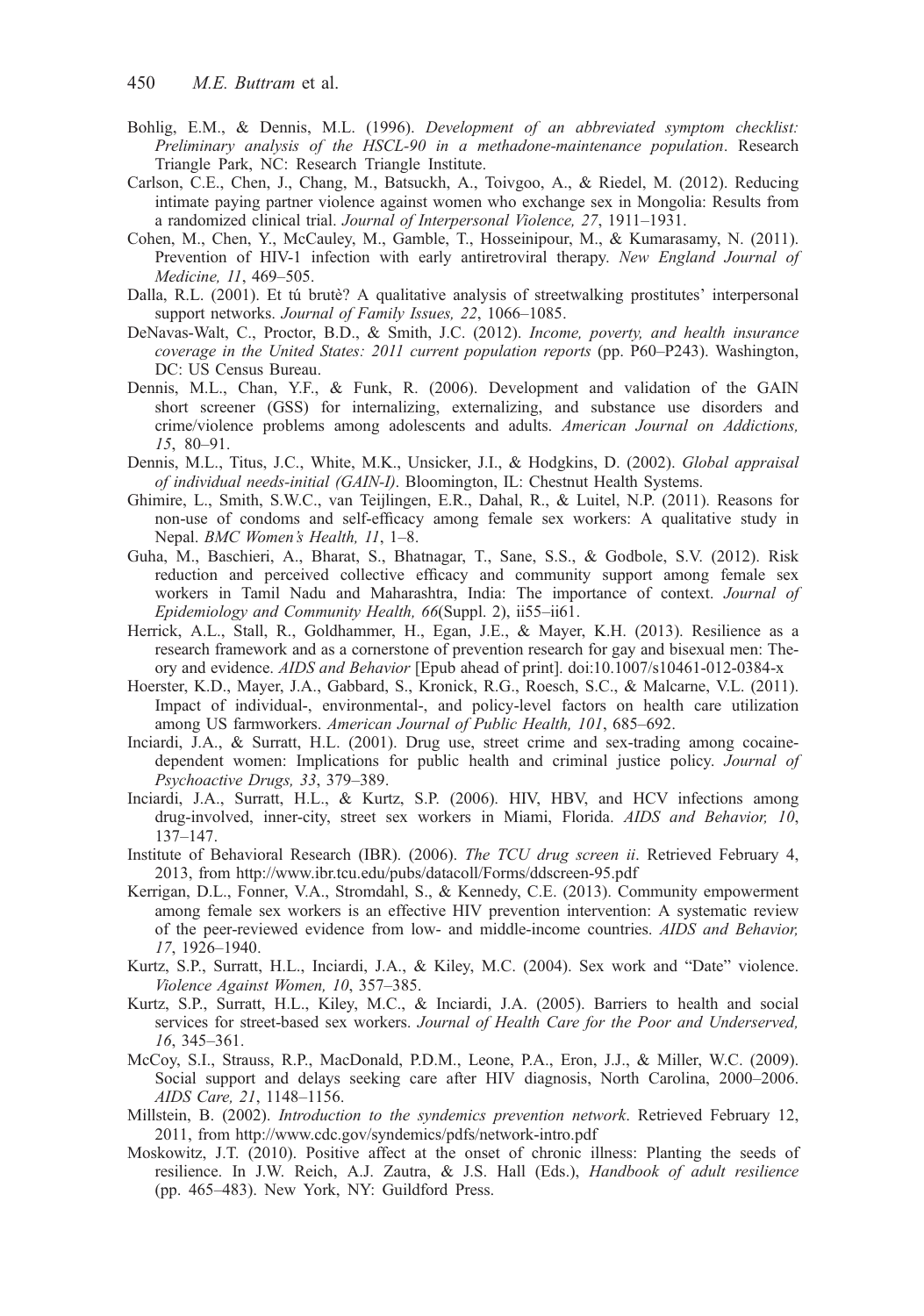Bohlig, E.M., & Dennis, M.L. (1996). *Development of an abbreviated symptom checklist: Preliminary analysis of the HSCL-90 in a methadone-maintenance population*. Research Triangle Park, NC: Research Triangle Institute.

Carlson, C.E., Chen, J., Chang, M., Batsuckh, A., Toivgoo, A., & Riedel, M. (2012). Reducing intimate paying partner violence against women who exchange sex in Mongolia: Results from a randomized clinical trial. *Journal of Interpersonal Violence, 27*, 1911–1931.

Cohen, M., Chen, Y., McCauley, M., Gamble, T., Hosseinipour, M., & Kumarasamy, N. (2011). Prevention of HIV-1 infection with early antiretroviral therapy. *New England Journal of Medicine, 11*, 469–505.

Dalla, R.L. (2001). Et tú brutè? A qualitative analysis of streetwalking prostitutes' interpersonal support networks. *Journal of Family Issues, 22*, 1066–1085.

DeNavas-Walt, C., Proctor, B.D., & Smith, J.C. (2012). *Income, poverty, and health insurance coverage in the United States: 2011 current population reports* (pp. P60–P243). Washington, DC: US Census Bureau.

Dennis, M.L., Chan, Y.F., & Funk, R. (2006). Development and validation of the GAIN short screener (GSS) for internalizing, externalizing, and substance use disorders and crime/violence problems among adolescents and adults. *American Journal on Addictions, 15*, 80–91.

Dennis, M.L., Titus, J.C., White, M.K., Unsicker, J.I., & Hodgkins, D. (2002). *Global appraisal of individual needs-initial (GAIN-I)*. Bloomington, IL: Chestnut Health Systems.

Ghimire, L., Smith, S.W.C., van Teijlingen, E.R., Dahal, R., & Luitel, N.P. (2011). Reasons for non-use of condoms and self-efficacy among female sex workers: A qualitative study in Nepal. *BMC Women's Health, 11*, 1–8.

Guha, M., Baschieri, A., Bharat, S., Bhatnagar, T., Sane, S.S., & Godbole, S.V. (2012). Risk reduction and perceived collective efficacy and community support among female sex workers in Tamil Nadu and Maharashtra, India: The importance of context. *Journal of Epidemiology and Community Health, 66*(Suppl. 2), ii55–ii61.

Herrick, A.L., Stall, R., Goldhammer, H., Egan, J.E., & Mayer, K.H. (2013). Resilience as a research framework and as a cornerstone of prevention research for gay and bisexual men: Theory and evidence. *AIDS and Behavior* [Epub ahead of print]. doi:10.1007/s10461-012-0384-x

Hoerster, K.D., Mayer, J.A., Gabbard, S., Kronick, R.G., Roesch, S.C., & Malcarne, V.L. (2011). Impact of individual-, environmental-, and policy-level factors on health care utilization among US farmworkers. *American Journal of Public Health, 101*, 685–692.

Inciardi, J.A., & Surratt, H.L. (2001). Drug use, street crime and sex-trading among cocaine-dependent women: Implications for public health and criminal justice policy. *Journal of Psychoactive Drugs, 33*, 379–389.

Inciardi, J.A., Surratt, H.L., & Kurtz, S.P. (2006). HIV, HBV, and HCV infections among drug-involved, inner-city, street sex workers in Miami, Florida. *AIDS and Behavior, 10*, 137–147.

Institute of Behavioral Research (IBR). (2006). *The TCU drug screen ii*. Retrieved February 4, 2013, from http://www.ibr.tcu.edu/pubs/datacoll/Forms/ddscreen-95.pdf

Kerrigan, D.L., Fonner, V.A., Stromdahl, S., & Kennedy, C.E. (2013). Community empowerment among female sex workers is an effective HIV prevention intervention: A systematic review of the peer-reviewed evidence from low- and middle-income countries. *AIDS and Behavior, 17*, 1926–1940.

Kurtz, S.P., Surratt, H.L., Inciardi, J.A., & Kiley, M.C. (2004). Sex work and "Date" violence. *Violence Against Women, 10*, 357–385.

Kurtz, S.P., Surratt, H.L., Kiley, M.C., & Inciardi, J.A. (2005). Barriers to health and social services for street-based sex workers. *Journal of Health Care for the Poor and Underserved, 16*, 345–361.

McCoy, S.I., Strauss, R.P., MacDonald, P.D.M., Leone, P.A., Eron, J.J., & Miller, W.C. (2009). Social support and delays seeking care after HIV diagnosis, North Carolina, 2000–2006. *AIDS Care, 21*, 1148–1156.

Millstein, B. (2002). *Introduction to the syndemics prevention network*. Retrieved February 12, 2011, from http://www.cdc.gov/syndemics/pdfs/network-intro.pdf

Moskowitz, J.T. (2010). Positive affect at the onset of chronic illness: Planting the seeds of resilience. In J.W. Reich, A.J. Zautra, & J.S. Hall (Eds.), *Handbook of adult resilience* (pp. 465–483). New York, NY: Guildford Press.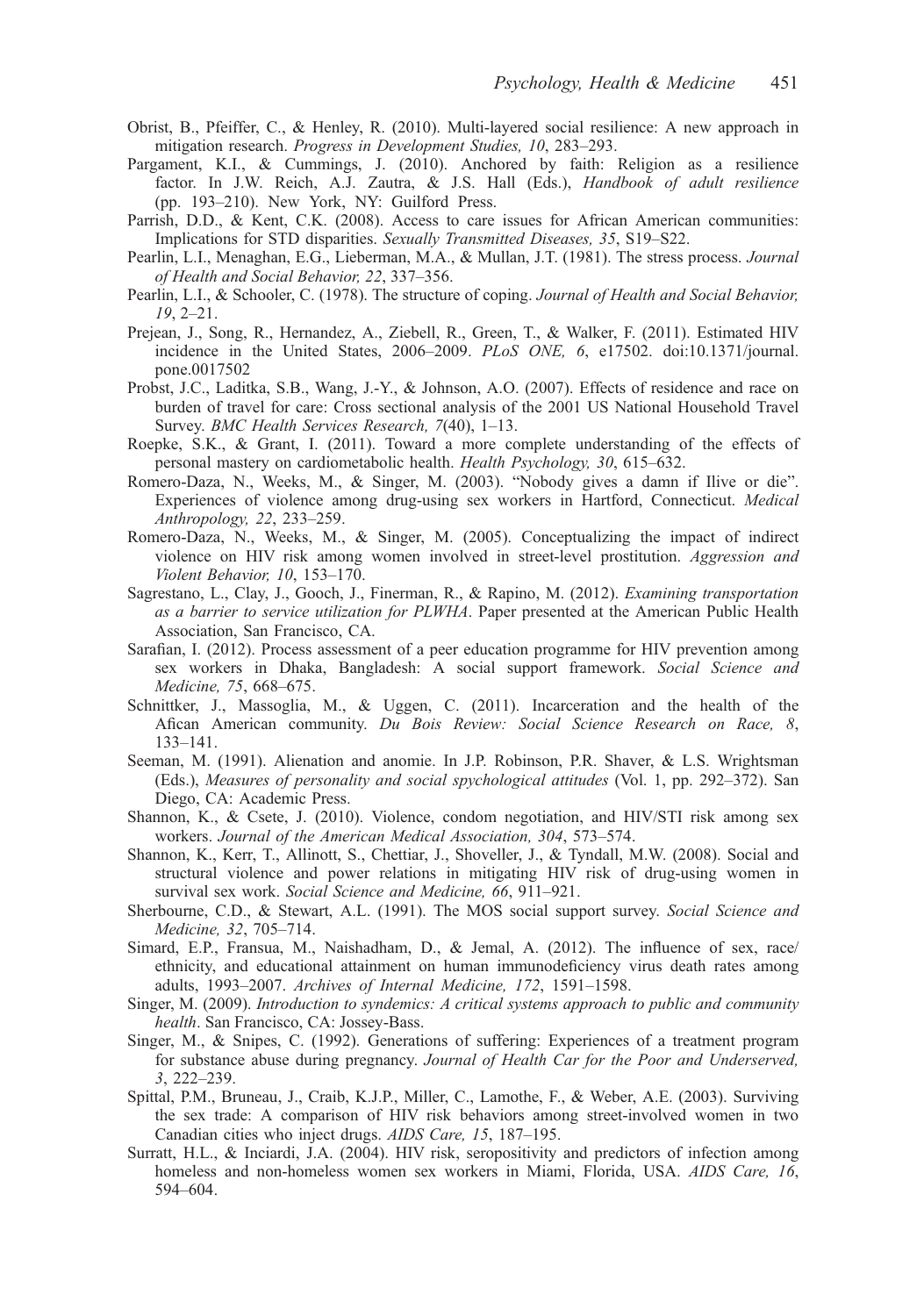Obrist, B., Pfeiffer, C., & Henley, R. (2010). Multi-layered social resilience: A new approach in mitigation research. *Progress in Development Studies, 10*, 283–293.

Pargament, K.I., & Cummings, J. (2010). Anchored by faith: Religion as a resilience factor. In J.W. Reich, A.J. Zautra, & J.S. Hall (Eds.), *Handbook of adult resilience* (pp. 193–210). New York, NY: Guilford Press.

Parrish, D.D., & Kent, C.K. (2008). Access to care issues for African American communities: Implications for STD disparities. *Sexually Transmitted Diseases, 35*, S19–S22.

Pearlin, L.I., Menaghan, E.G., Lieberman, M.A., & Mullan, J.T. (1981). The stress process. *Journal of Health and Social Behavior, 22*, 337–356.

Pearlin, L.I., & Schooler, C. (1978). The structure of coping. *Journal of Health and Social Behavior, 19*, 2–21.

Prejean, J., Song, R., Hernandez, A., Ziebell, R., Green, T., & Walker, F. (2011). Estimated HIV incidence in the United States, 2006–2009. *PLoS ONE, 6*, e17502. doi:10.1371/journal.pone.0017502

Probst, J.C., Laditka, S.B., Wang, J.-Y., & Johnson, A.O. (2007). Effects of residence and race on burden of travel for care: Cross sectional analysis of the 2001 US National Household Travel Survey. *BMC Health Services Research, 7*(40), 1–13.

Roepke, S.K., & Grant, I. (2011). Toward a more complete understanding of the effects of personal mastery on cardiometabolic health. *Health Psychology, 30*, 615–632.

Romero-Daza, N., Weeks, M., & Singer, M. (2003). "Nobody gives a damn if Ilive or die". Experiences of violence among drug-using sex workers in Hartford, Connecticut. *Medical Anthropology, 22*, 233–259.

Romero-Daza, N., Weeks, M., & Singer, M. (2005). Conceptualizing the impact of indirect violence on HIV risk among women involved in street-level prostitution. *Aggression and Violent Behavior, 10*, 153–170.

Sagrestano, L., Clay, J., Gooch, J., Finerman, R., & Rapino, M. (2012). *Examining transportation as a barrier to service utilization for PLWHA*. Paper presented at the American Public Health Association, San Francisco, CA.

Sarafian, I. (2012). Process assessment of a peer education programme for HIV prevention among sex workers in Dhaka, Bangladesh: A social support framework. *Social Science and Medicine, 75*, 668–675.

Schnittker, J., Massoglia, M., & Uggen, C. (2011). Incarceration and the health of the Afican American community. *Du Bois Review: Social Science Research on Race, 8*, 133–141.

Seeman, M. (1991). Alienation and anomie. In J.P. Robinson, P.R. Shaver, & L.S. Wrightsman (Eds.), *Measures of personality and social spychological attitudes* (Vol. 1, pp. 292–372). San Diego, CA: Academic Press.

Shannon, K., & Csete, J. (2010). Violence, condom negotiation, and HIV/STI risk among sex workers. *Journal of the American Medical Association, 304*, 573–574.

Shannon, K., Kerr, T., Allinott, S., Chettiar, J., Shoveller, J., & Tyndall, M.W. (2008). Social and structural violence and power relations in mitigating HIV risk of drug-using women in survival sex work. *Social Science and Medicine, 66*, 911–921.

Sherbourne, C.D., & Stewart, A.L. (1991). The MOS social support survey. *Social Science and Medicine, 32*, 705–714.

Simard, E.P., Fransua, M., Naishadham, D., & Jemal, A. (2012). The influence of sex, race/ethnicity, and educational attainment on human immunodeficiency virus death rates among adults, 1993–2007. *Archives of Internal Medicine, 172*, 1591–1598.

Singer, M. (2009). *Introduction to syndemics: A critical systems approach to public and community health*. San Francisco, CA: Jossey-Bass.

Singer, M., & Snipes, C. (1992). Generations of suffering: Experiences of a treatment program for substance abuse during pregnancy. *Journal of Health Car for the Poor and Underserved, 3*, 222–239.

Spittal, P.M., Bruneau, J., Craib, K.J.P., Miller, C., Lamothe, F., & Weber, A.E. (2003). Surviving the sex trade: A comparison of HIV risk behaviors among street-involved women in two Canadian cities who inject drugs. *AIDS Care, 15*, 187–195.

Surratt, H.L., & Inciardi, J.A. (2004). HIV risk, seropositivity and predictors of infection among homeless and non-homeless women sex workers in Miami, Florida, USA. *AIDS Care, 16*, 594–604.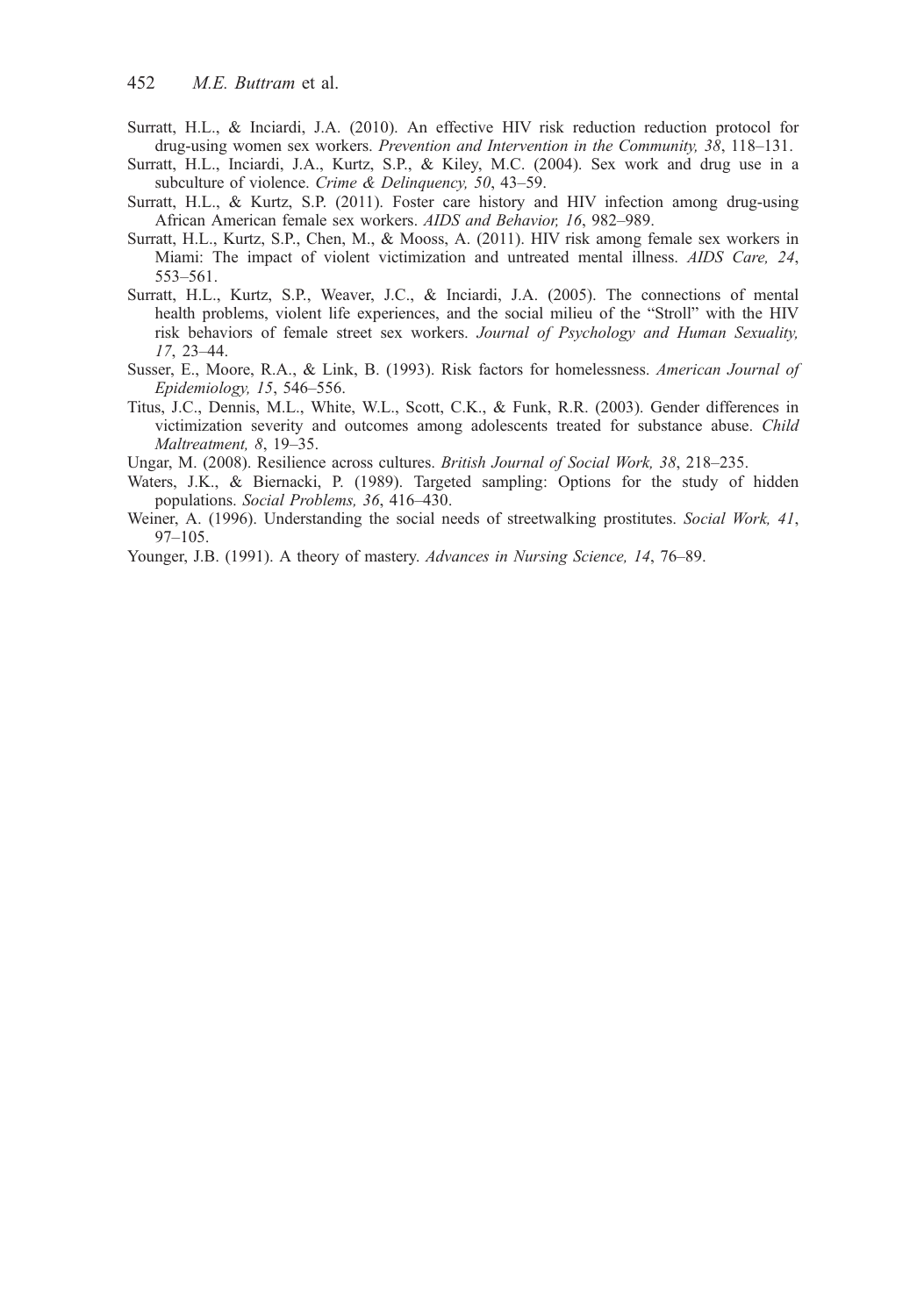Surratt, H.L., & Inciardi, J.A. (2010). An effective HIV risk reduction reduction protocol for drug-using women sex workers. *Prevention and Intervention in the Community, 38*, 118–131.

Surratt, H.L., Inciardi, J.A., Kurtz, S.P., & Kiley, M.C. (2004). Sex work and drug use in a subculture of violence. *Crime & Delinquency, 50*, 43–59.

Surratt, H.L., & Kurtz, S.P. (2011). Foster care history and HIV infection among drug-using African American female sex workers. *AIDS and Behavior, 16*, 982–989.

Surratt, H.L., Kurtz, S.P., Chen, M., & Mooss, A. (2011). HIV risk among female sex workers in Miami: The impact of violent victimization and untreated mental illness. *AIDS Care, 24*, 553–561.

Surratt, H.L., Kurtz, S.P., Weaver, J.C., & Inciardi, J.A. (2005). The connections of mental health problems, violent life experiences, and the social milieu of the "Stroll" with the HIV risk behaviors of female street sex workers. *Journal of Psychology and Human Sexuality, 17*, 23–44.

Susser, E., Moore, R.A., & Link, B. (1993). Risk factors for homelessness. *American Journal of Epidemiology, 15*, 546–556.

Titus, J.C., Dennis, M.L., White, W.L., Scott, C.K., & Funk, R.R. (2003). Gender differences in victimization severity and outcomes among adolescents treated for substance abuse. *Child Maltreatment, 8*, 19–35.

Ungar, M. (2008). Resilience across cultures. *British Journal of Social Work, 38*, 218–235.

Waters, J.K., & Biernacki, P. (1989). Targeted sampling: Options for the study of hidden populations. *Social Problems, 36*, 416–430.

Weiner, A. (1996). Understanding the social needs of streetwalking prostitutes. *Social Work, 41*, 97–105.

Younger, J.B. (1991). A theory of mastery. *Advances in Nursing Science, 14*, 76–89.